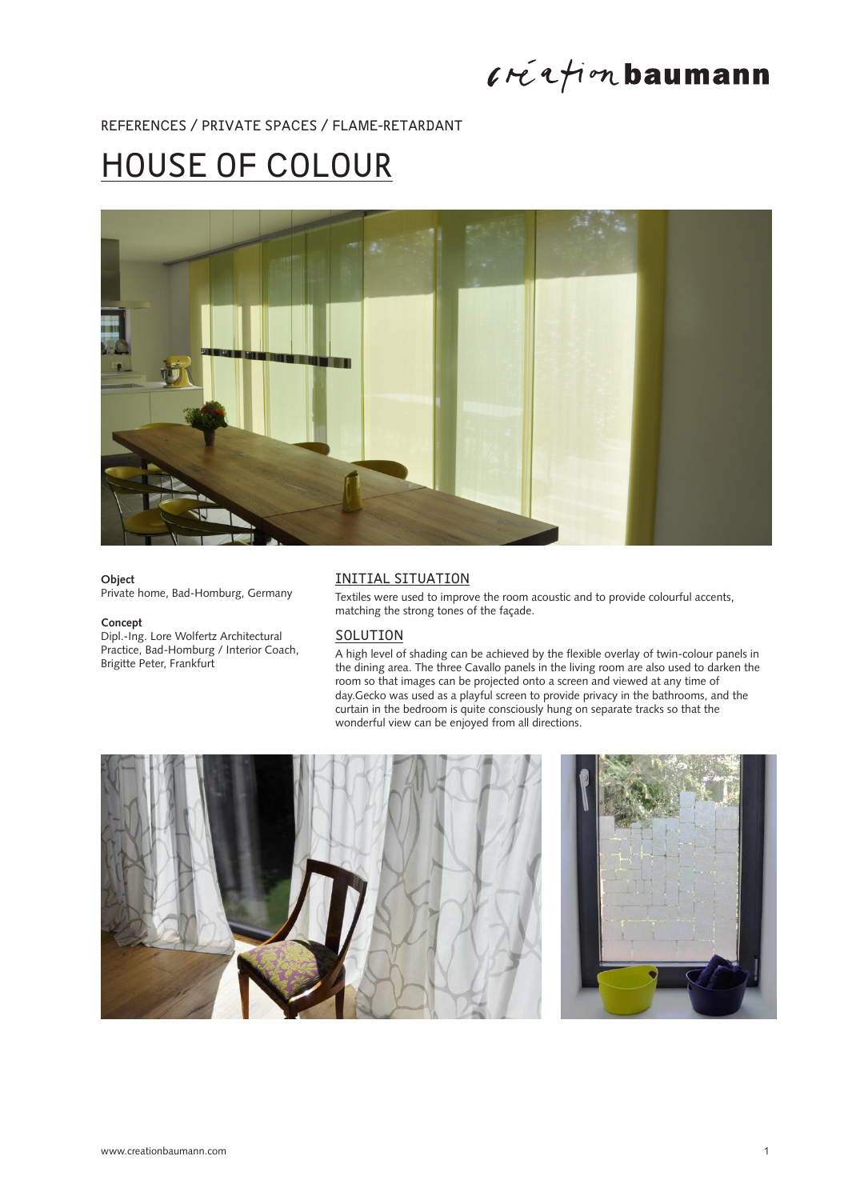REFERENCES / PRIVATE SPACES / FLAME-RETARDANT

# HOUSE OF COLOUR

**Object**
Private home, Bad-Homburg, Germany

**Concept**
Dipl.-Ing. Lore Wolfertz Architectural Practice, Bad-Homburg / Interior Coach, Brigitte Peter, Frankfurt

## INITIAL SITUATION

Textiles were used to improve the room acoustic and to provide colourful accents, matching the strong tones of the façade.

## SOLUTION

A high level of shading can be achieved by the flexible overlay of twin-colour panels in the dining area. The three Cavallo panels in the living room are also used to darken the room so that images can be projected onto a screen and viewed at any time of day.Gecko was used as a playful screen to provide privacy in the bathrooms, and the curtain in the bedroom is quite consciously hung on separate tracks so that the wonderful view can be enjoyed from all directions.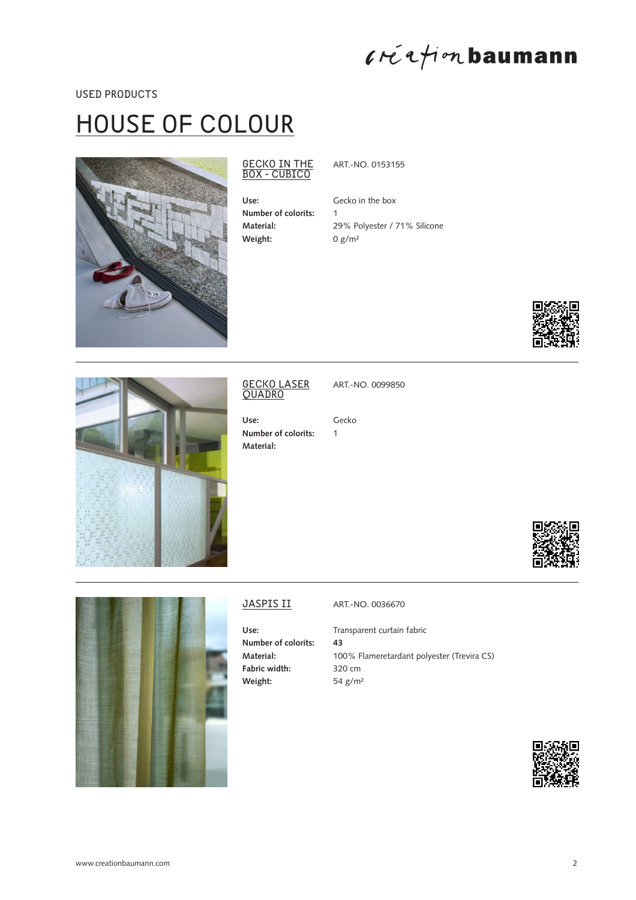USED PRODUCTS

# HOUSE OF COLOUR

## GECKO IN THE BOX - CUBICO

ART.-NO. 0153155

**Use:** Gecko in the box
**Number of colorits:** 1
**Material:** 29% Polyester / 71% Silicone
**Weight:** 0 g/m²

## GECKO LASER QUADRO

ART.-NO. 0099850

**Use:** Gecko
**Number of colorits:** 1
**Material:**

## JASPIS II

ART.-NO. 0036670

**Use:** Transparent curtain fabric
**Number of colorits:** **43**
**Material:** 100% Flameretardant polyester (Trevira CS)
**Fabric width:** 320 cm
**Weight:** 54 g/m²